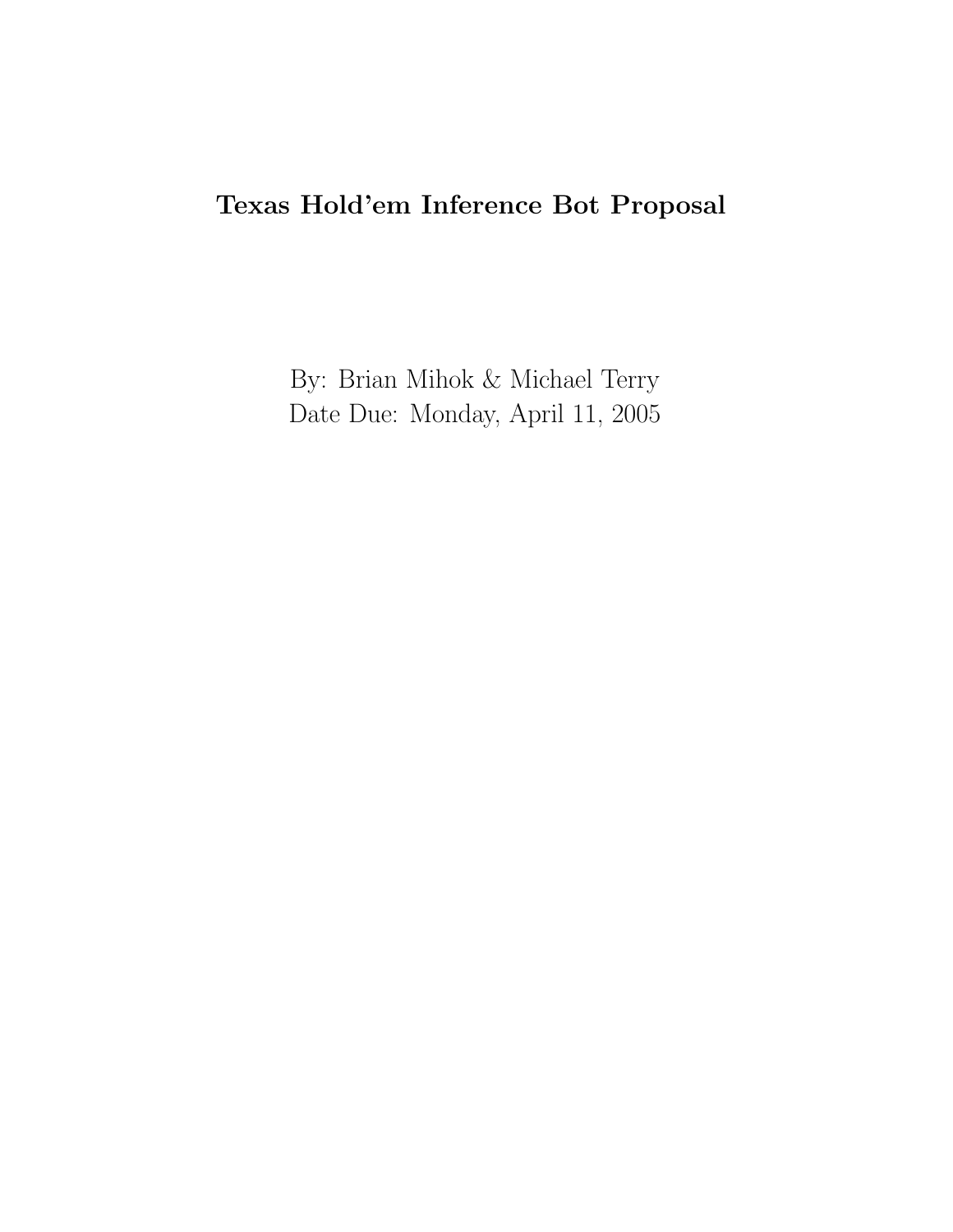# Texas Hold'em Inference Bot Proposal

By: Brian Mihok & Michael Terry
Date Due: Monday, April 11, 2005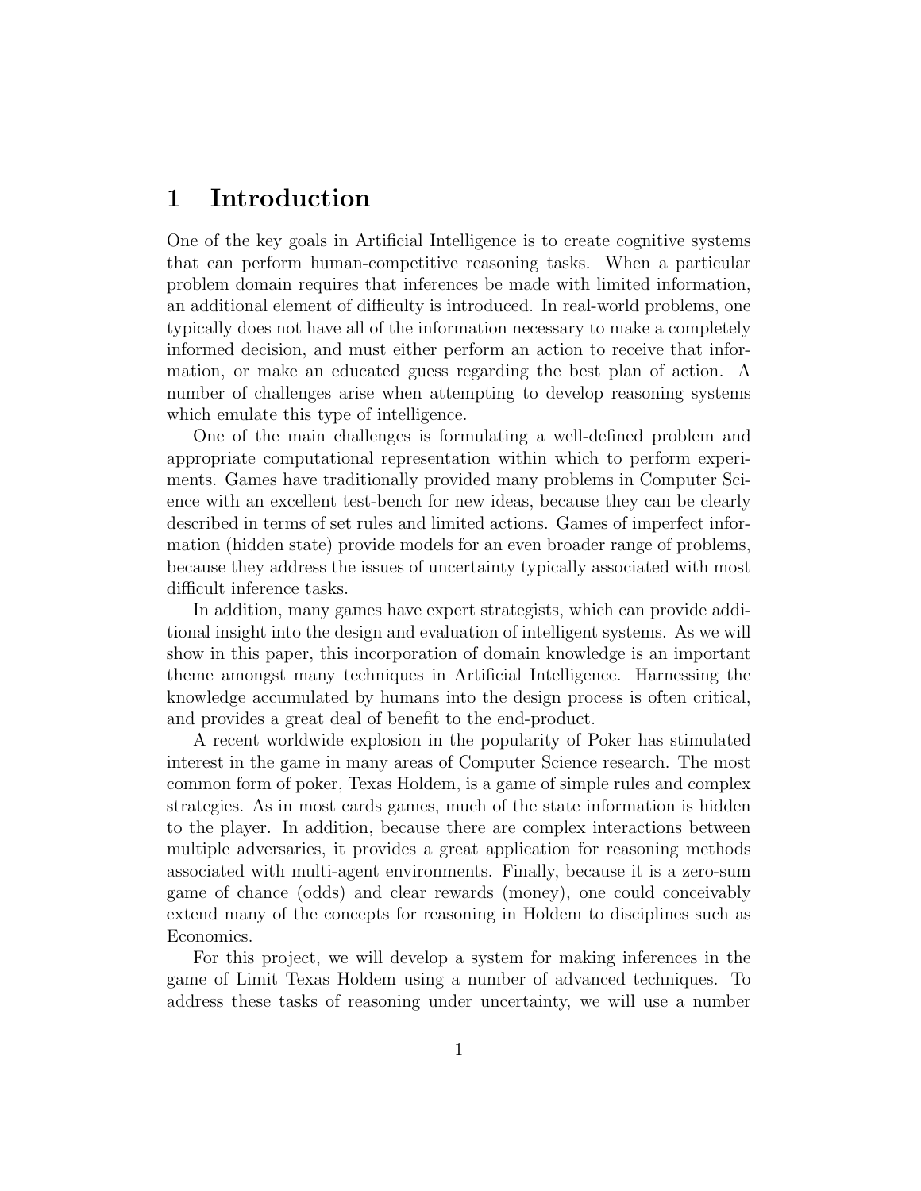# 1 Introduction

One of the key goals in Artificial Intelligence is to create cognitive systems that can perform human-competitive reasoning tasks. When a particular problem domain requires that inferences be made with limited information, an additional element of difficulty is introduced. In real-world problems, one typically does not have all of the information necessary to make a completely informed decision, and must either perform an action to receive that information, or make an educated guess regarding the best plan of action. A number of challenges arise when attempting to develop reasoning systems which emulate this type of intelligence.

One of the main challenges is formulating a well-defined problem and appropriate computational representation within which to perform experiments. Games have traditionally provided many problems in Computer Science with an excellent test-bench for new ideas, because they can be clearly described in terms of set rules and limited actions. Games of imperfect information (hidden state) provide models for an even broader range of problems, because they address the issues of uncertainty typically associated with most difficult inference tasks.

In addition, many games have expert strategists, which can provide additional insight into the design and evaluation of intelligent systems. As we will show in this paper, this incorporation of domain knowledge is an important theme amongst many techniques in Artificial Intelligence. Harnessing the knowledge accumulated by humans into the design process is often critical, and provides a great deal of benefit to the end-product.

A recent worldwide explosion in the popularity of Poker has stimulated interest in the game in many areas of Computer Science research. The most common form of poker, Texas Holdem, is a game of simple rules and complex strategies. As in most cards games, much of the state information is hidden to the player. In addition, because there are complex interactions between multiple adversaries, it provides a great application for reasoning methods associated with multi-agent environments. Finally, because it is a zero-sum game of chance (odds) and clear rewards (money), one could conceivably extend many of the concepts for reasoning in Holdem to disciplines such as Economics.

For this project, we will develop a system for making inferences in the game of Limit Texas Holdem using a number of advanced techniques. To address these tasks of reasoning under uncertainty, we will use a number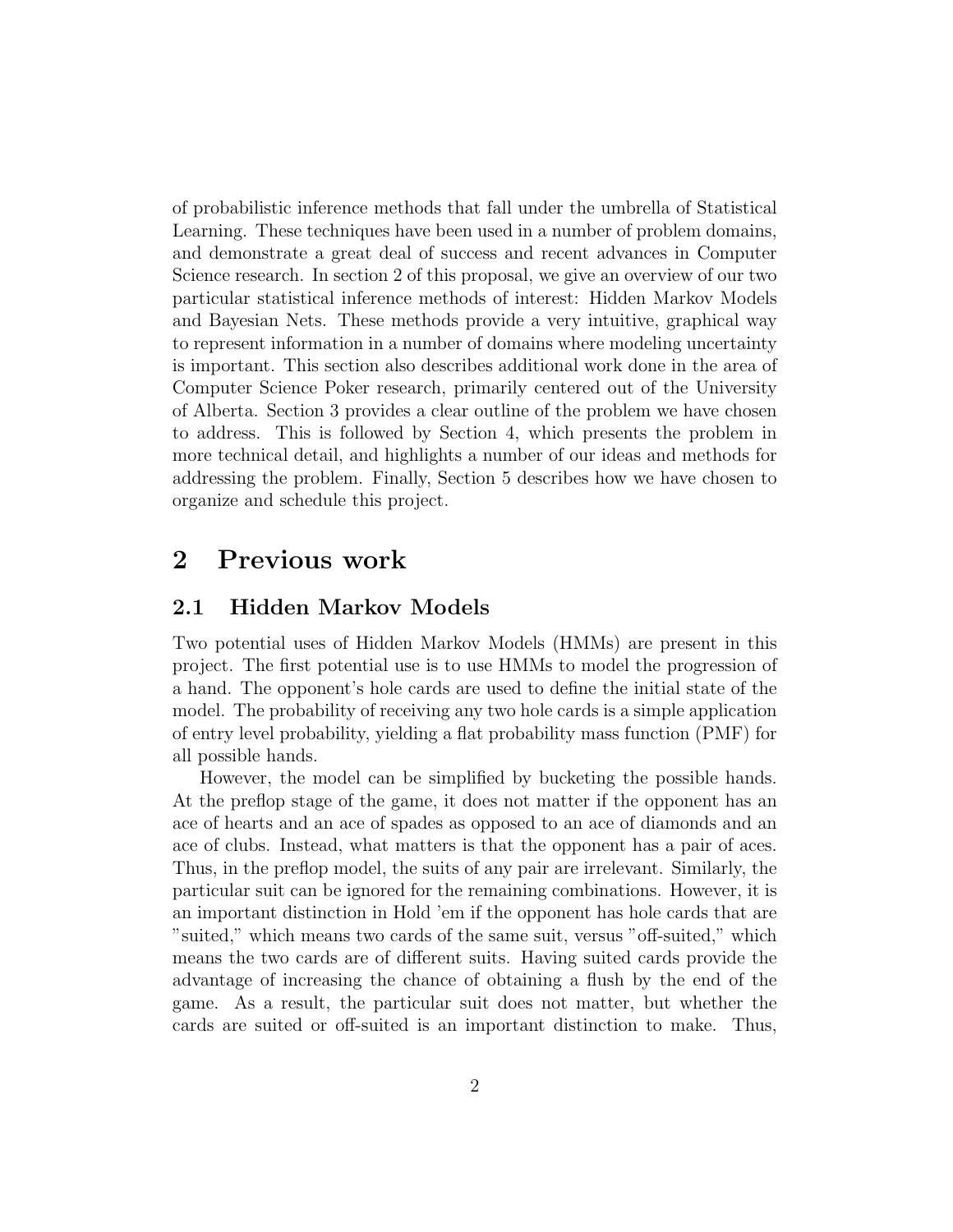of probabilistic inference methods that fall under the umbrella of Statistical Learning. These techniques have been used in a number of problem domains, and demonstrate a great deal of success and recent advances in Computer Science research. In section 2 of this proposal, we give an overview of our two particular statistical inference methods of interest: Hidden Markov Models and Bayesian Nets. These methods provide a very intuitive, graphical way to represent information in a number of domains where modeling uncertainty is important. This section also describes additional work done in the area of Computer Science Poker research, primarily centered out of the University of Alberta. Section 3 provides a clear outline of the problem we have chosen to address. This is followed by Section 4, which presents the problem in more technical detail, and highlights a number of our ideas and methods for addressing the problem. Finally, Section 5 describes how we have chosen to organize and schedule this project.

# 2 Previous work

## 2.1 Hidden Markov Models

Two potential uses of Hidden Markov Models (HMMs) are present in this project. The first potential use is to use HMMs to model the progression of a hand. The opponent's hole cards are used to define the initial state of the model. The probability of receiving any two hole cards is a simple application of entry level probability, yielding a flat probability mass function (PMF) for all possible hands.

However, the model can be simplified by bucketing the possible hands. At the preflop stage of the game, it does not matter if the opponent has an ace of hearts and an ace of spades as opposed to an ace of diamonds and an ace of clubs. Instead, what matters is that the opponent has a pair of aces. Thus, in the preflop model, the suits of any pair are irrelevant. Similarly, the particular suit can be ignored for the remaining combinations. However, it is an important distinction in Hold 'em if the opponent has hole cards that are "suited," which means two cards of the same suit, versus "off-suited," which means the two cards are of different suits. Having suited cards provide the advantage of increasing the chance of obtaining a flush by the end of the game. As a result, the particular suit does not matter, but whether the cards are suited or off-suited is an important distinction to make. Thus,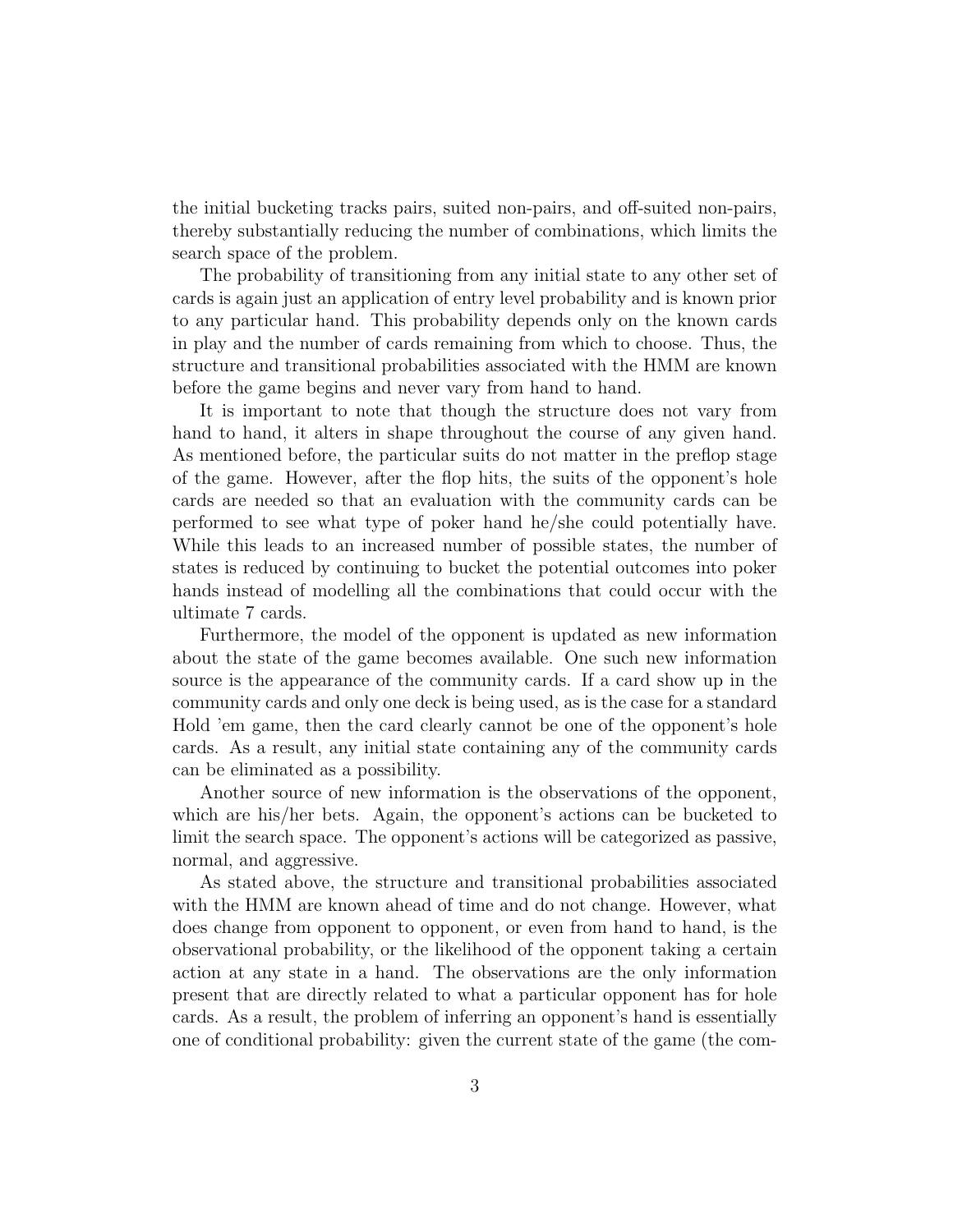the initial bucketing tracks pairs, suited non-pairs, and off-suited non-pairs, thereby substantially reducing the number of combinations, which limits the search space of the problem.

The probability of transitioning from any initial state to any other set of cards is again just an application of entry level probability and is known prior to any particular hand. This probability depends only on the known cards in play and the number of cards remaining from which to choose. Thus, the structure and transitional probabilities associated with the HMM are known before the game begins and never vary from hand to hand.

It is important to note that though the structure does not vary from hand to hand, it alters in shape throughout the course of any given hand. As mentioned before, the particular suits do not matter in the preflop stage of the game. However, after the flop hits, the suits of the opponent's hole cards are needed so that an evaluation with the community cards can be performed to see what type of poker hand he/she could potentially have. While this leads to an increased number of possible states, the number of states is reduced by continuing to bucket the potential outcomes into poker hands instead of modelling all the combinations that could occur with the ultimate 7 cards.

Furthermore, the model of the opponent is updated as new information about the state of the game becomes available. One such new information source is the appearance of the community cards. If a card show up in the community cards and only one deck is being used, as is the case for a standard Hold 'em game, then the card clearly cannot be one of the opponent's hole cards. As a result, any initial state containing any of the community cards can be eliminated as a possibility.

Another source of new information is the observations of the opponent, which are his/her bets. Again, the opponent's actions can be bucketed to limit the search space. The opponent's actions will be categorized as passive, normal, and aggressive.

As stated above, the structure and transitional probabilities associated with the HMM are known ahead of time and do not change. However, what does change from opponent to opponent, or even from hand to hand, is the observational probability, or the likelihood of the opponent taking a certain action at any state in a hand. The observations are the only information present that are directly related to what a particular opponent has for hole cards. As a result, the problem of inferring an opponent's hand is essentially one of conditional probability: given the current state of the game (the com-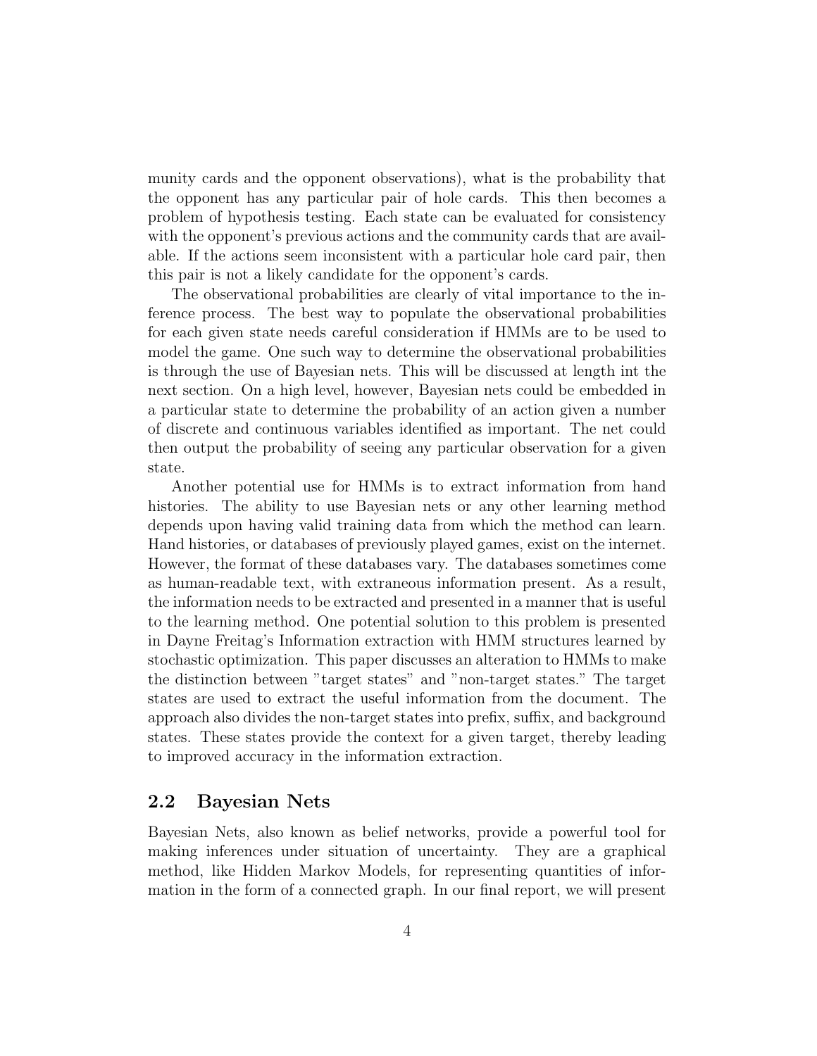munity cards and the opponent observations), what is the probability that the opponent has any particular pair of hole cards. This then becomes a problem of hypothesis testing. Each state can be evaluated for consistency with the opponent's previous actions and the community cards that are available. If the actions seem inconsistent with a particular hole card pair, then this pair is not a likely candidate for the opponent's cards.

The observational probabilities are clearly of vital importance to the inference process. The best way to populate the observational probabilities for each given state needs careful consideration if HMMs are to be used to model the game. One such way to determine the observational probabilities is through the use of Bayesian nets. This will be discussed at length int the next section. On a high level, however, Bayesian nets could be embedded in a particular state to determine the probability of an action given a number of discrete and continuous variables identified as important. The net could then output the probability of seeing any particular observation for a given state.

Another potential use for HMMs is to extract information from hand histories. The ability to use Bayesian nets or any other learning method depends upon having valid training data from which the method can learn. Hand histories, or databases of previously played games, exist on the internet. However, the format of these databases vary. The databases sometimes come as human-readable text, with extraneous information present. As a result, the information needs to be extracted and presented in a manner that is useful to the learning method. One potential solution to this problem is presented in Dayne Freitag's Information extraction with HMM structures learned by stochastic optimization. This paper discusses an alteration to HMMs to make the distinction between "target states" and "non-target states." The target states are used to extract the useful information from the document. The approach also divides the non-target states into prefix, suffix, and background states. These states provide the context for a given target, thereby leading to improved accuracy in the information extraction.

## 2.2 Bayesian Nets

Bayesian Nets, also known as belief networks, provide a powerful tool for making inferences under situation of uncertainty. They are a graphical method, like Hidden Markov Models, for representing quantities of information in the form of a connected graph. In our final report, we will present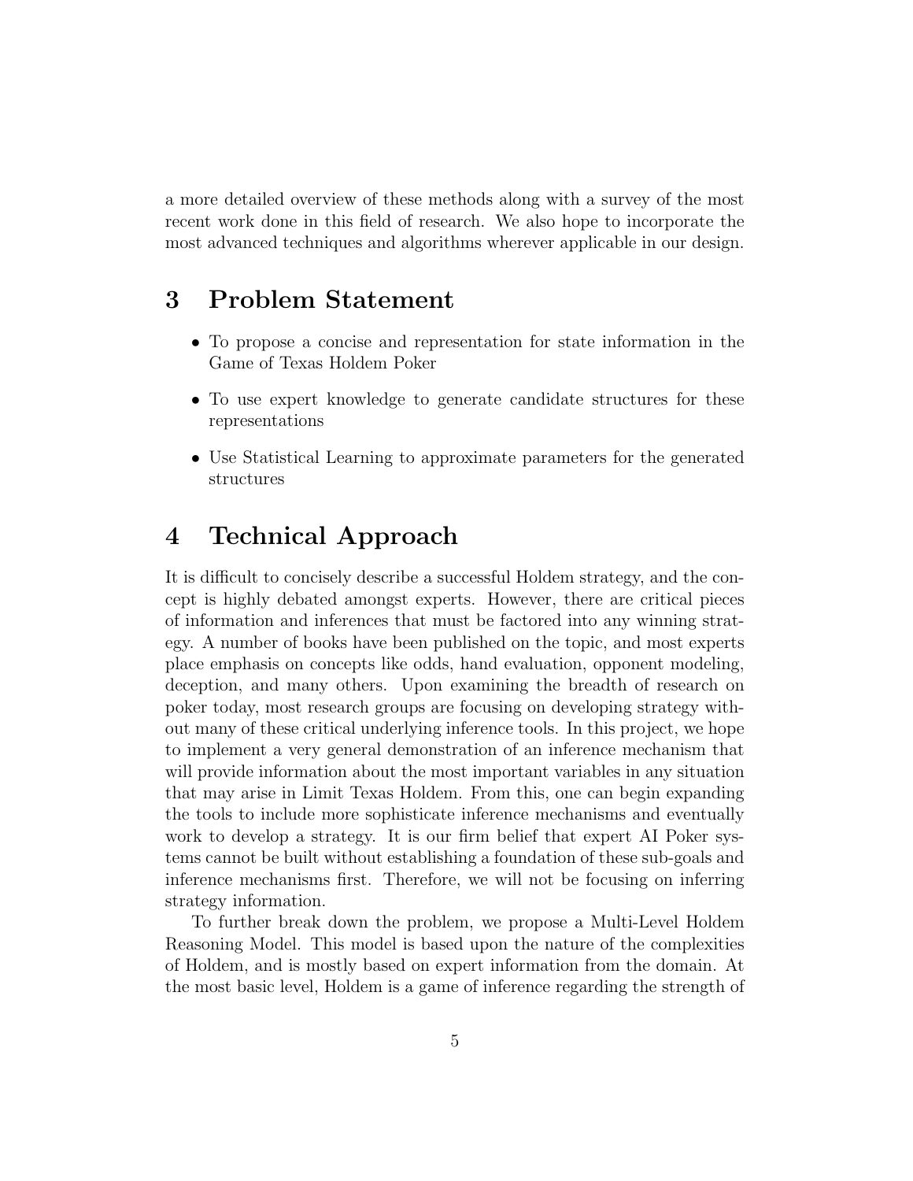a more detailed overview of these methods along with a survey of the most recent work done in this field of research. We also hope to incorporate the most advanced techniques and algorithms wherever applicable in our design.

## 3 Problem Statement

- To propose a concise and representation for state information in the Game of Texas Holdem Poker
- To use expert knowledge to generate candidate structures for these representations
- Use Statistical Learning to approximate parameters for the generated structures

## 4 Technical Approach

It is difficult to concisely describe a successful Holdem strategy, and the concept is highly debated amongst experts. However, there are critical pieces of information and inferences that must be factored into any winning strategy. A number of books have been published on the topic, and most experts place emphasis on concepts like odds, hand evaluation, opponent modeling, deception, and many others. Upon examining the breadth of research on poker today, most research groups are focusing on developing strategy without many of these critical underlying inference tools. In this project, we hope to implement a very general demonstration of an inference mechanism that will provide information about the most important variables in any situation that may arise in Limit Texas Holdem. From this, one can begin expanding the tools to include more sophisticate inference mechanisms and eventually work to develop a strategy. It is our firm belief that expert AI Poker systems cannot be built without establishing a foundation of these sub-goals and inference mechanisms first. Therefore, we will not be focusing on inferring strategy information.

To further break down the problem, we propose a Multi-Level Holdem Reasoning Model. This model is based upon the nature of the complexities of Holdem, and is mostly based on expert information from the domain. At the most basic level, Holdem is a game of inference regarding the strength of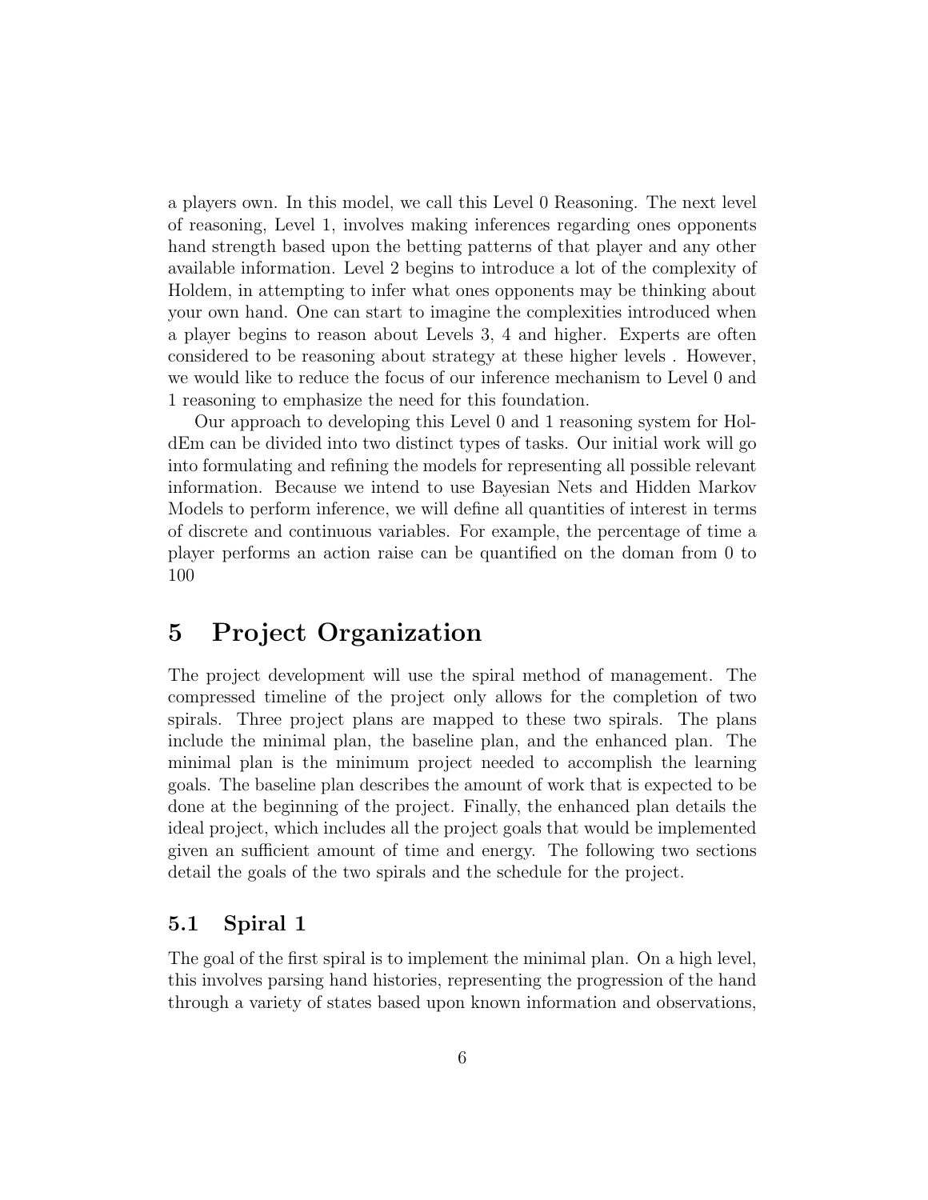a players own. In this model, we call this Level 0 Reasoning. The next level of reasoning, Level 1, involves making inferences regarding ones opponents hand strength based upon the betting patterns of that player and any other available information. Level 2 begins to introduce a lot of the complexity of Holdem, in attempting to infer what ones opponents may be thinking about your own hand. One can start to imagine the complexities introduced when a player begins to reason about Levels 3, 4 and higher. Experts are often considered to be reasoning about strategy at these higher levels . However, we would like to reduce the focus of our inference mechanism to Level 0 and 1 reasoning to emphasize the need for this foundation.

Our approach to developing this Level 0 and 1 reasoning system for HoldEm can be divided into two distinct types of tasks. Our initial work will go into formulating and refining the models for representing all possible relevant information. Because we intend to use Bayesian Nets and Hidden Markov Models to perform inference, we will define all quantities of interest in terms of discrete and continuous variables. For example, the percentage of time a player performs an action raise can be quantified on the doman from 0 to 100

# 5 Project Organization

The project development will use the spiral method of management. The compressed timeline of the project only allows for the completion of two spirals. Three project plans are mapped to these two spirals. The plans include the minimal plan, the baseline plan, and the enhanced plan. The minimal plan is the minimum project needed to accomplish the learning goals. The baseline plan describes the amount of work that is expected to be done at the beginning of the project. Finally, the enhanced plan details the ideal project, which includes all the project goals that would be implemented given an sufficient amount of time and energy. The following two sections detail the goals of the two spirals and the schedule for the project.

## 5.1 Spiral 1

The goal of the first spiral is to implement the minimal plan. On a high level, this involves parsing hand histories, representing the progression of the hand through a variety of states based upon known information and observations,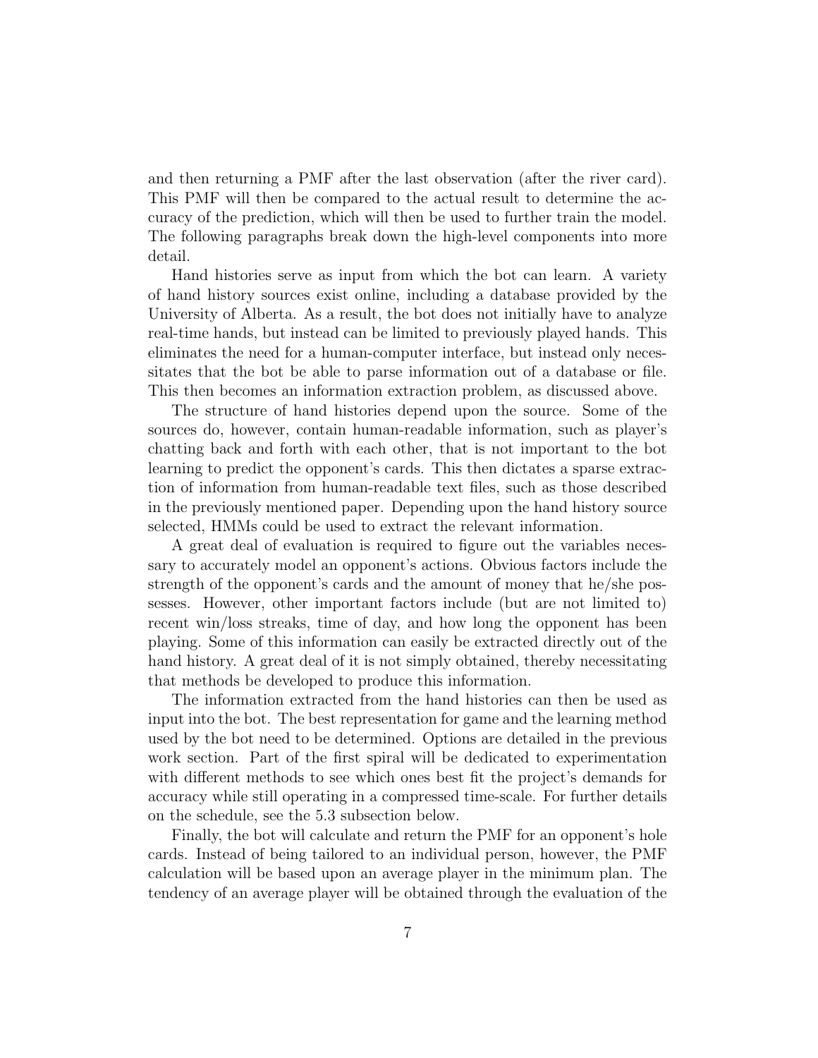and then returning a PMF after the last observation (after the river card). This PMF will then be compared to the actual result to determine the accuracy of the prediction, which will then be used to further train the model. The following paragraphs break down the high-level components into more detail.

Hand histories serve as input from which the bot can learn. A variety of hand history sources exist online, including a database provided by the University of Alberta. As a result, the bot does not initially have to analyze real-time hands, but instead can be limited to previously played hands. This eliminates the need for a human-computer interface, but instead only necessitates that the bot be able to parse information out of a database or file. This then becomes an information extraction problem, as discussed above.

The structure of hand histories depend upon the source. Some of the sources do, however, contain human-readable information, such as player's chatting back and forth with each other, that is not important to the bot learning to predict the opponent's cards. This then dictates a sparse extraction of information from human-readable text files, such as those described in the previously mentioned paper. Depending upon the hand history source selected, HMMs could be used to extract the relevant information.

A great deal of evaluation is required to figure out the variables necessary to accurately model an opponent's actions. Obvious factors include the strength of the opponent's cards and the amount of money that he/she possesses. However, other important factors include (but are not limited to) recent win/loss streaks, time of day, and how long the opponent has been playing. Some of this information can easily be extracted directly out of the hand history. A great deal of it is not simply obtained, thereby necessitating that methods be developed to produce this information.

The information extracted from the hand histories can then be used as input into the bot. The best representation for game and the learning method used by the bot need to be determined. Options are detailed in the previous work section. Part of the first spiral will be dedicated to experimentation with different methods to see which ones best fit the project's demands for accuracy while still operating in a compressed time-scale. For further details on the schedule, see the 5.3 subsection below.

Finally, the bot will calculate and return the PMF for an opponent's hole cards. Instead of being tailored to an individual person, however, the PMF calculation will be based upon an average player in the minimum plan. The tendency of an average player will be obtained through the evaluation of the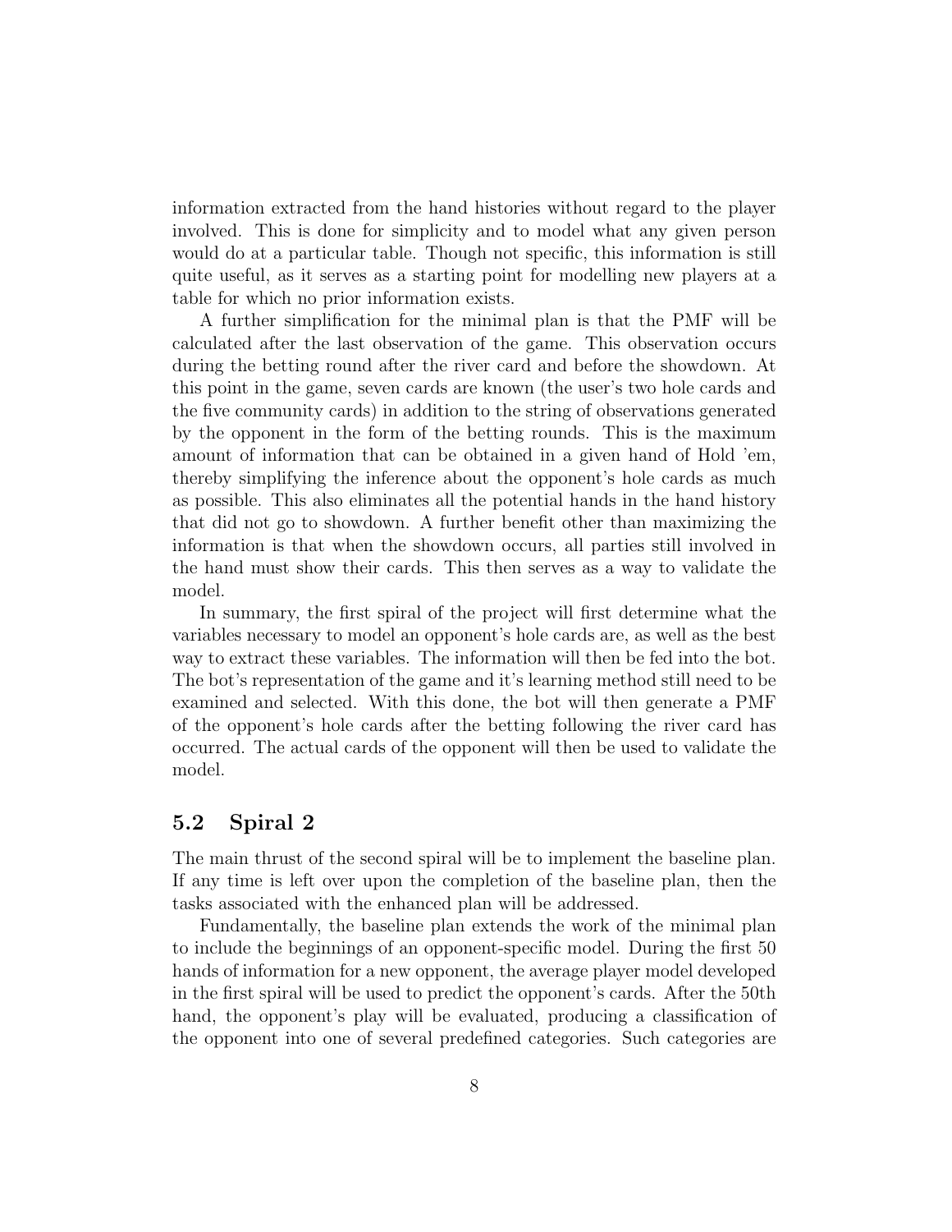information extracted from the hand histories without regard to the player involved. This is done for simplicity and to model what any given person would do at a particular table. Though not specific, this information is still quite useful, as it serves as a starting point for modelling new players at a table for which no prior information exists.

A further simplification for the minimal plan is that the PMF will be calculated after the last observation of the game. This observation occurs during the betting round after the river card and before the showdown. At this point in the game, seven cards are known (the user's two hole cards and the five community cards) in addition to the string of observations generated by the opponent in the form of the betting rounds. This is the maximum amount of information that can be obtained in a given hand of Hold 'em, thereby simplifying the inference about the opponent's hole cards as much as possible. This also eliminates all the potential hands in the hand history that did not go to showdown. A further benefit other than maximizing the information is that when the showdown occurs, all parties still involved in the hand must show their cards. This then serves as a way to validate the model.

In summary, the first spiral of the project will first determine what the variables necessary to model an opponent's hole cards are, as well as the best way to extract these variables. The information will then be fed into the bot. The bot's representation of the game and it's learning method still need to be examined and selected. With this done, the bot will then generate a PMF of the opponent's hole cards after the betting following the river card has occurred. The actual cards of the opponent will then be used to validate the model.

## 5.2 Spiral 2

The main thrust of the second spiral will be to implement the baseline plan. If any time is left over upon the completion of the baseline plan, then the tasks associated with the enhanced plan will be addressed.

Fundamentally, the baseline plan extends the work of the minimal plan to include the beginnings of an opponent-specific model. During the first 50 hands of information for a new opponent, the average player model developed in the first spiral will be used to predict the opponent's cards. After the 50th hand, the opponent's play will be evaluated, producing a classification of the opponent into one of several predefined categories. Such categories are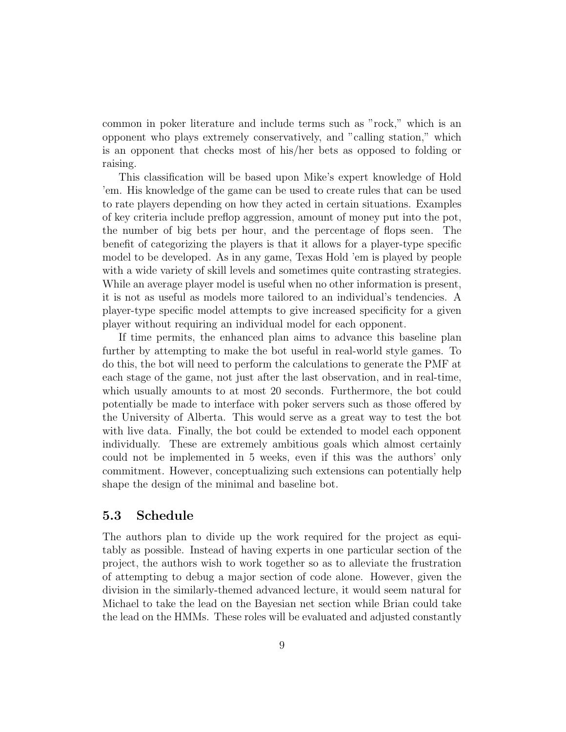common in poker literature and include terms such as "rock," which is an opponent who plays extremely conservatively, and "calling station," which is an opponent that checks most of his/her bets as opposed to folding or raising.

This classification will be based upon Mike's expert knowledge of Hold 'em. His knowledge of the game can be used to create rules that can be used to rate players depending on how they acted in certain situations. Examples of key criteria include preflop aggression, amount of money put into the pot, the number of big bets per hour, and the percentage of flops seen. The benefit of categorizing the players is that it allows for a player-type specific model to be developed. As in any game, Texas Hold 'em is played by people with a wide variety of skill levels and sometimes quite contrasting strategies. While an average player model is useful when no other information is present, it is not as useful as models more tailored to an individual's tendencies. A player-type specific model attempts to give increased specificity for a given player without requiring an individual model for each opponent.

If time permits, the enhanced plan aims to advance this baseline plan further by attempting to make the bot useful in real-world style games. To do this, the bot will need to perform the calculations to generate the PMF at each stage of the game, not just after the last observation, and in real-time, which usually amounts to at most 20 seconds. Furthermore, the bot could potentially be made to interface with poker servers such as those offered by the University of Alberta. This would serve as a great way to test the bot with live data. Finally, the bot could be extended to model each opponent individually. These are extremely ambitious goals which almost certainly could not be implemented in 5 weeks, even if this was the authors' only commitment. However, conceptualizing such extensions can potentially help shape the design of the minimal and baseline bot.

### 5.3 Schedule

The authors plan to divide up the work required for the project as equitably as possible. Instead of having experts in one particular section of the project, the authors wish to work together so as to alleviate the frustration of attempting to debug a major section of code alone. However, given the division in the similarly-themed advanced lecture, it would seem natural for Michael to take the lead on the Bayesian net section while Brian could take the lead on the HMMs. These roles will be evaluated and adjusted constantly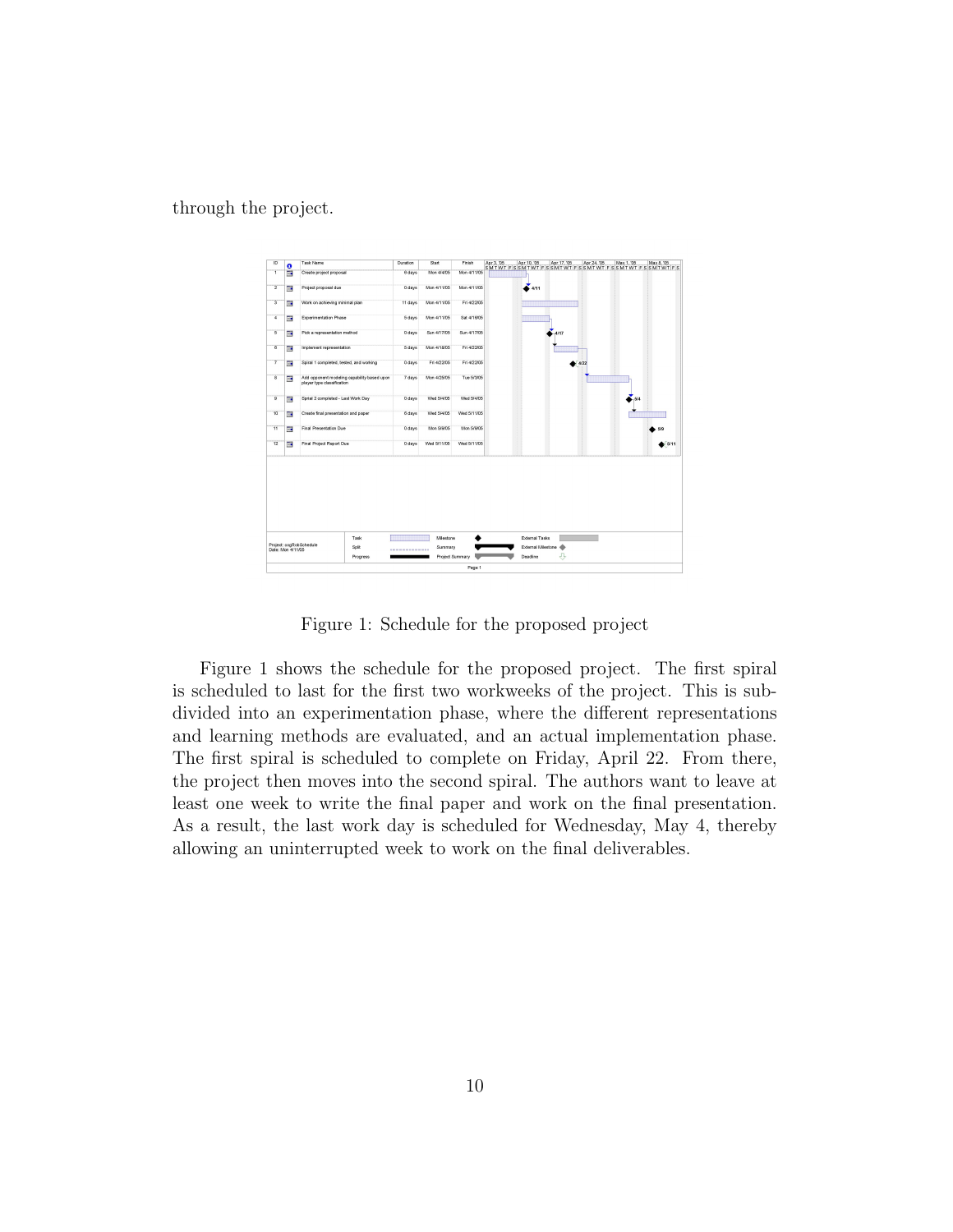through the project.

| ID | Task Name | Duration | Start | Finish |
|---|---|---|---|---|
| 1 | Create project proposal | 6 days | Mon 4/4/05 | Mon 4/11/05 |
| 2 | Project proposal due | 0 days | Mon 4/11/05 | Mon 4/11/05 |
| 3 | Work on achieving minimal plan | 11 days | Mon 4/11/05 | Fri 4/22/05 |
| 4 | Experimentation Phase | 5 days | Mon 4/11/05 | Sat 4/16/05 |
| 5 | Pick a representation method | 0 days | Sun 4/17/05 | Sun 4/17/05 |
| 6 | Implement representation | 5 days | Mon 4/18/05 | Fri 4/22/05 |
| 7 | Spiral 1 completed, tested, and working | 0 days | Fri 4/22/05 | Fri 4/22/05 |
| 8 | Add opponent modeling capability based upon player type classification | 7 days | Mon 4/25/05 | Tue 5/3/05 |
| 9 | Spiral 2 completed - Last Work Day | 0 days | Wed 5/4/05 | Wed 5/4/05 |
| 10 | Create final presentation and paper | 6 days | Wed 5/4/05 | Wed 5/11/05 |
| 11 | Final Presentation Due | 0 days | Mon 5/9/05 | Mon 5/9/05 |
| 12 | Final Project Report Due | 0 days | Wed 5/11/05 | Wed 5/11/05 |

Apr 3, '05 Apr 10, '05 Apr 17, '05 Apr 24, '05 May 1, '05 May 8, '05

4/11

4/17

4/22

5/4

5/9

5/11

Project: oogRobSchedule
Date: Mon 4/11/05

Task
Split
Progress
Milestone
Summary
Project Summary
External Tasks
External Milestone
Deadline

Page 1

Figure 1: Schedule for the proposed project

Figure 1 shows the schedule for the proposed project. The first spiral is scheduled to last for the first two workweeks of the project. This is subdivided into an experimentation phase, where the different representations and learning methods are evaluated, and an actual implementation phase. The first spiral is scheduled to complete on Friday, April 22. From there, the project then moves into the second spiral. The authors want to leave at least one week to write the final paper and work on the final presentation. As a result, the last work day is scheduled for Wednesday, May 4, thereby allowing an uninterrupted week to work on the final deliverables.